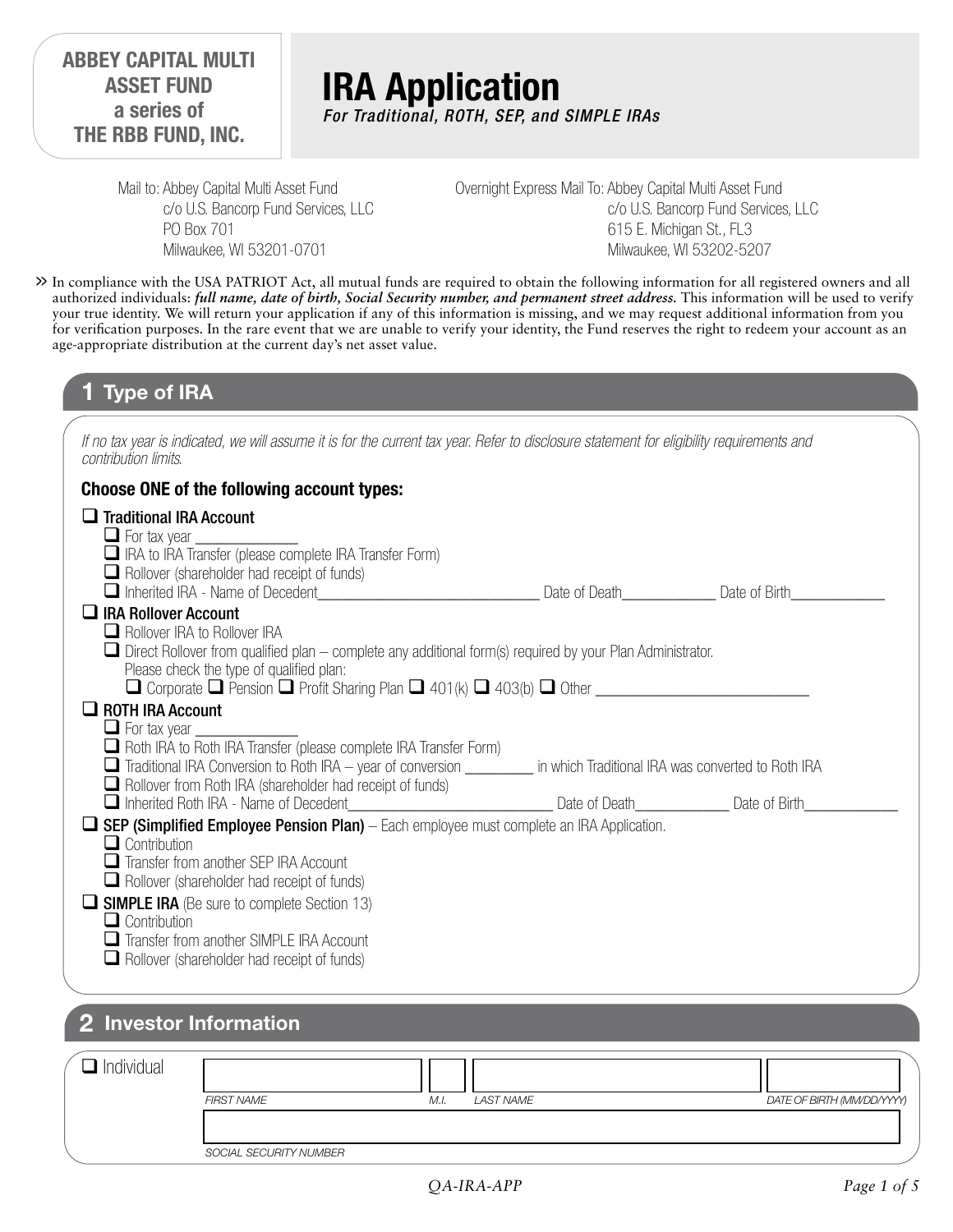**ABBEY CAPITAL MULTI ASSET FUND**
**a series of**
**THE RBB FUND, INC.**

# IRA Application

***For Traditional, ROTH, SEP, and SIMPLE IRAs***

Mail to: Abbey Capital Multi Asset Fund
c/o U.S. Bancorp Fund Services, LLC
PO Box 701
Milwaukee, WI 53201-0701

Overnight Express Mail To: Abbey Capital Multi Asset Fund
c/o U.S. Bancorp Fund Services, LLC
615 E. Michigan St., FL3
Milwaukee, WI 53202-5207

» In compliance with the USA PATRIOT Act, all mutual funds are required to obtain the following information for all registered owners and all authorized individuals: ***full name, date of birth, Social Security number, and permanent street address.*** This information will be used to verify your true identity. We will return your application if any of this information is missing, and we may request additional information from you for verification purposes. In the rare event that we are unable to verify your identity, the Fund reserves the right to redeem your account as an age-appropriate distribution at the current day's net asset value.

## 1 Type of IRA

*If no tax year is indicated, we will assume it is for the current tax year. Refer to disclosure statement for eligibility requirements and contribution limits.*

**Choose ONE of the following account types:**

- ☐ **Traditional IRA Account**
  - ☐ For tax year ____________
  - ☐ IRA to IRA Transfer (please complete IRA Transfer Form)
  - ☐ Rollover (shareholder had receipt of funds)
  - ☐ Inherited IRA - Name of Decedent____________________________ Date of Death___________ Date of Birth___________
- ☐ **IRA Rollover Account**
  - ☐ Rollover IRA to Rollover IRA
  - ☐ Direct Rollover from qualified plan – complete any additional form(s) required by your Plan Administrator. Please check the type of qualified plan:
    ☐ Corporate ☐ Pension ☐ Profit Sharing Plan ☐ 401(k) ☐ 403(b) ☐ Other ___________________________
- ☐ **ROTH IRA Account**
  - ☐ For tax year ____________
  - ☐ Roth IRA to Roth IRA Transfer (please complete IRA Transfer Form)
  - ☐ Traditional IRA Conversion to Roth IRA – year of conversion ________ in which Traditional IRA was converted to Roth IRA
  - ☐ Rollover from Roth IRA (shareholder had receipt of funds)
  - ☐ Inherited Roth IRA - Name of Decedent__________________________ Date of Death___________ Date of Birth___________
- ☐ **SEP (Simplified Employee Pension Plan)** – Each employee must complete an IRA Application.
  - ☐ Contribution
  - ☐ Transfer from another SEP IRA Account
  - ☐ Rollover (shareholder had receipt of funds)
- ☐ **SIMPLE IRA** (Be sure to complete Section 13)
  - ☐ Contribution
  - ☐ Transfer from another SIMPLE IRA Account
  - ☐ Rollover (shareholder had receipt of funds)

## 2 Investor Information

☐ Individual

| FIRST NAME | M.I. | LAST NAME | DATE OF BIRTH (MM/DD/YYYY) |
|---|---|---|---|
| | | | |

| SOCIAL SECURITY NUMBER |
|---|
| |

QA-IRA-APP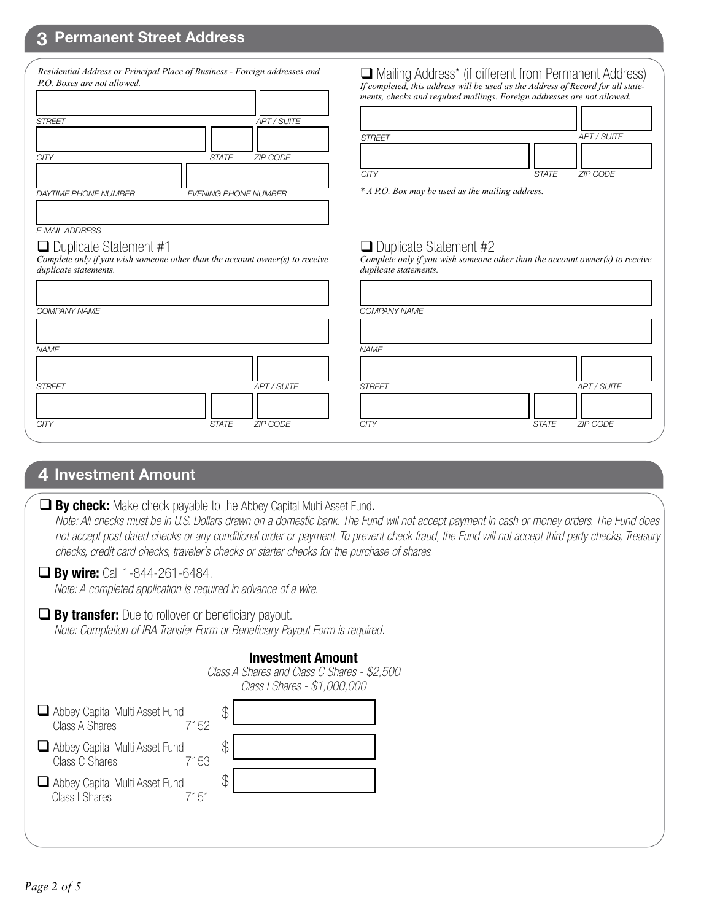## 3 Permanent Street Address

*Residential Address or Principal Place of Business - Foreign addresses and P.O. Boxes are not allowed.*

STREET | APT / SUITE

CITY | STATE | ZIP CODE

DAYTIME PHONE NUMBER | EVENING PHONE NUMBER

E-MAIL ADDRESS

☐ Mailing Address* (if different from Permanent Address)
*If completed, this address will be used as the Address of Record for all statements, checks and required mailings. Foreign addresses are not allowed.*

STREET | APT / SUITE

CITY | STATE | ZIP CODE

** A P.O. Box may be used as the mailing address.*

☐ Duplicate Statement #1
*Complete only if you wish someone other than the account owner(s) to receive duplicate statements.*

COMPANY NAME

NAME

STREET | APT / SUITE

CITY | STATE | ZIP CODE

☐ Duplicate Statement #2
*Complete only if you wish someone other than the account owner(s) to receive duplicate statements.*

COMPANY NAME

NAME

STREET | APT / SUITE

CITY | STATE | ZIP CODE

## 4 Investment Amount

☐ **By check:** Make check payable to the Abbey Capital Multi Asset Fund.
*Note: All checks must be in U.S. Dollars drawn on a domestic bank. The Fund will not accept payment in cash or money orders. The Fund does not accept post dated checks or any conditional order or payment. To prevent check fraud, the Fund will not accept third party checks, Treasury checks, credit card checks, traveler's checks or starter checks for the purchase of shares.*

☐ **By wire:** Call 1-844-261-6484.
*Note: A completed application is required in advance of a wire.*

☐ **By transfer:** Due to rollover or beneficiary payout.
*Note: Completion of IRA Transfer Form or Beneficiary Payout Form is required.*

**Investment Amount**
*Class A Shares and Class C Shares - $2,500*
*Class I Shares - $1,000,000*

☐ Abbey Capital Multi Asset Fund Class A Shares 7152 $

☐ Abbey Capital Multi Asset Fund Class C Shares 7153 $

☐ Abbey Capital Multi Asset Fund Class I Shares 7151 $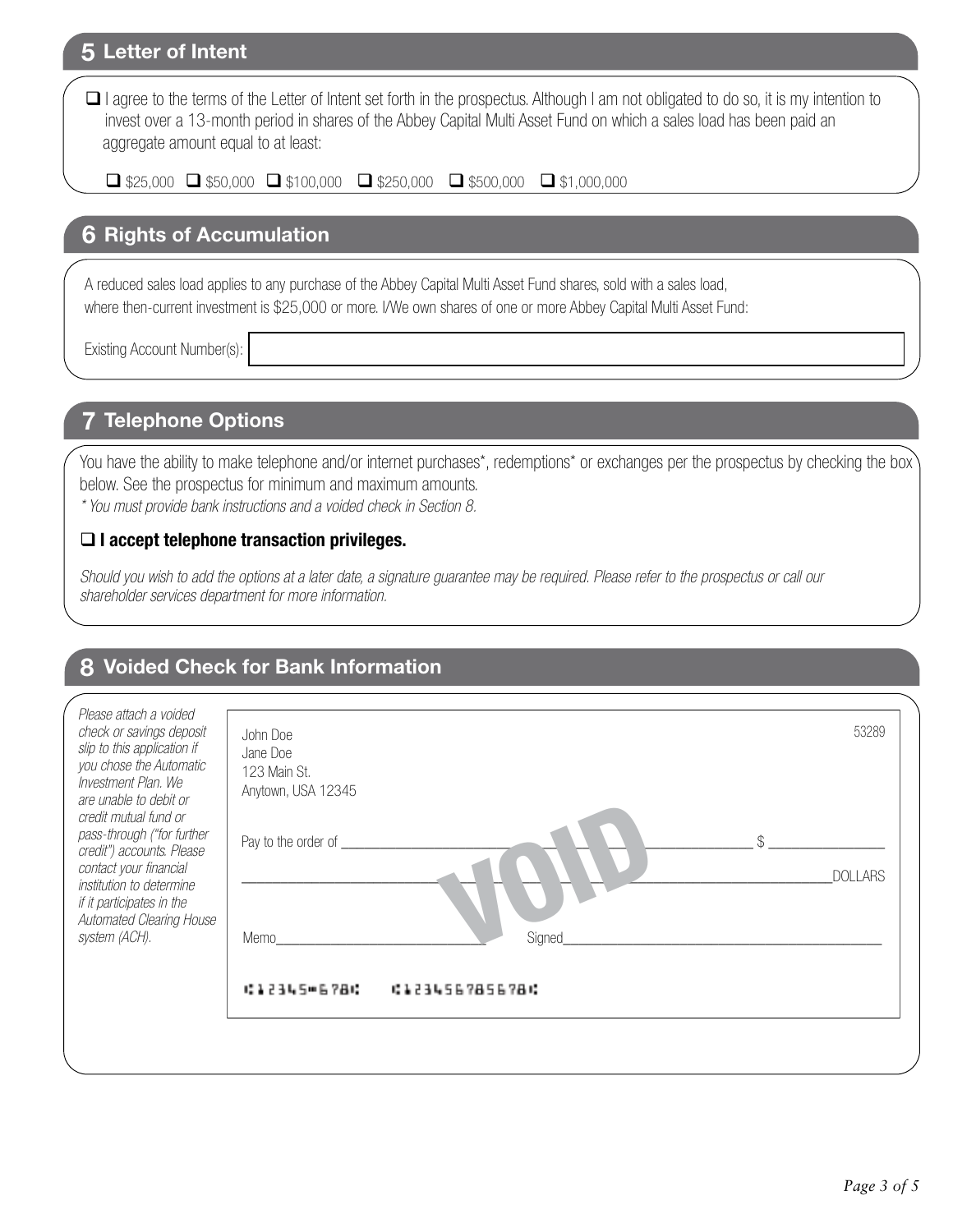## 5 Letter of Intent

☐ I agree to the terms of the Letter of Intent set forth in the prospectus. Although I am not obligated to do so, it is my intention to invest over a 13-month period in shares of the Abbey Capital Multi Asset Fund on which a sales load has been paid an aggregate amount equal to at least:

☐ $25,000 ☐ $50,000 ☐ $100,000 ☐ $250,000 ☐ $500,000 ☐ $1,000,000

## 6 Rights of Accumulation

A reduced sales load applies to any purchase of the Abbey Capital Multi Asset Fund shares, sold with a sales load, where then-current investment is $25,000 or more. I/We own shares of one or more Abbey Capital Multi Asset Fund:

Existing Account Number(s): ______________________

## 7 Telephone Options

You have the ability to make telephone and/or internet purchases*, redemptions* or exchanges per the prospectus by checking the box below. See the prospectus for minimum and maximum amounts.

*\* You must provide bank instructions and a voided check in Section 8.*

☐ **I accept telephone transaction privileges.**

*Should you wish to add the options at a later date, a signature guarantee may be required. Please refer to the prospectus or call our shareholder services department for more information.*

## 8 Voided Check for Bank Information

*Please attach a voided check or savings deposit slip to this application if you chose the Automatic Investment Plan. We are unable to debit or credit mutual fund or pass-through ("for further credit") accounts. Please contact your financial institution to determine if it participates in the Automated Clearing House system (ACH).*

John Doe
Jane Doe
123 Main St.
Anytown, USA 12345

53289

Pay to the order of ______________________ $ __________

______________________ DOLLARS

VOID

Memo______________________ Signed______________________

⑆12345⑉678⑆ ⑆12345678S678⑆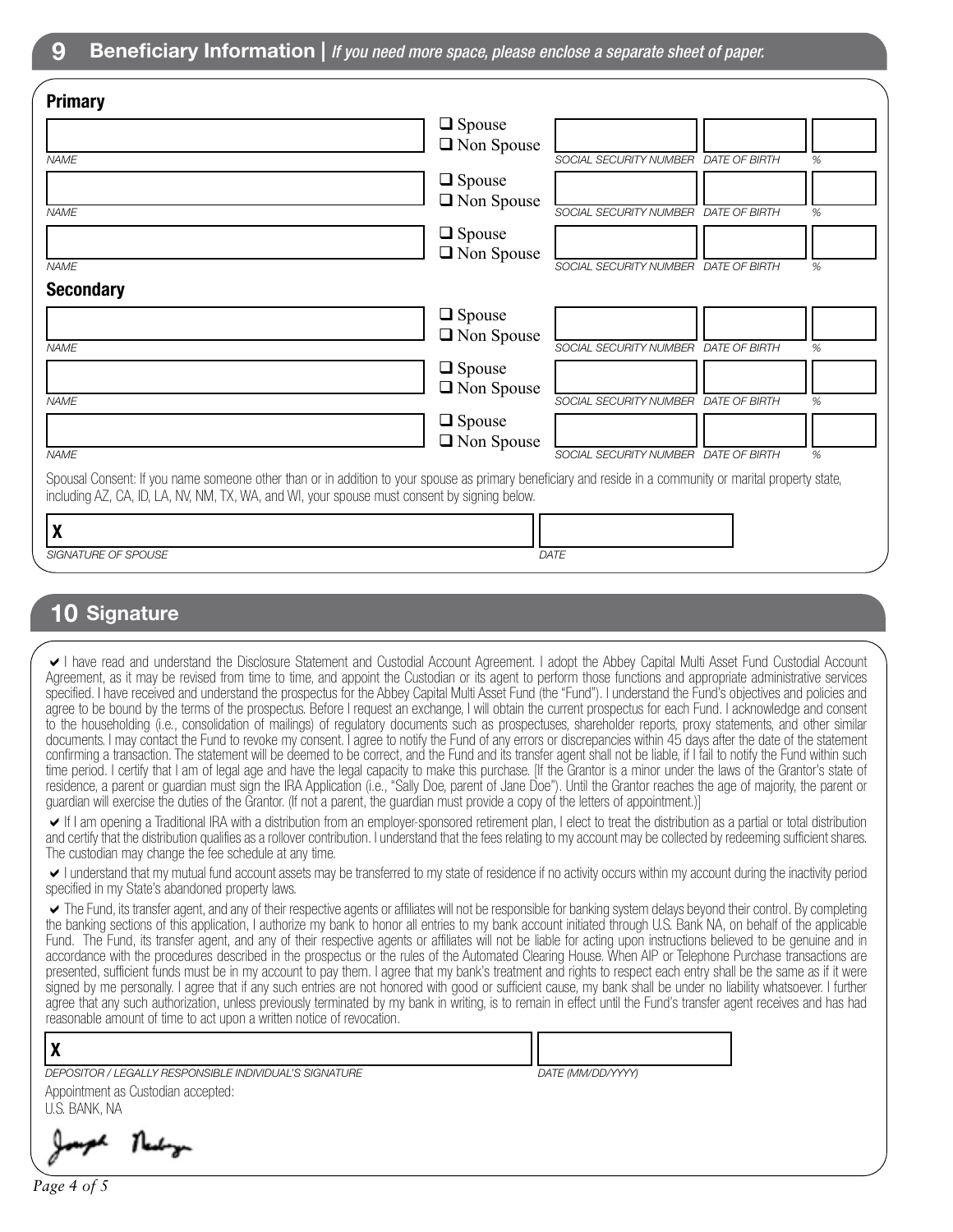## 9 Beneficiary Information | *If you need more space, please enclose a separate sheet of paper.*

### Primary

| NAME | | SOCIAL SECURITY NUMBER | DATE OF BIRTH | % |
|---|---|---|---|---|
| | ❑ Spouse ❑ Non Spouse | | | |
| | ❑ Spouse ❑ Non Spouse | | | |
| | ❑ Spouse ❑ Non Spouse | | | |

### Secondary

| NAME | | SOCIAL SECURITY NUMBER | DATE OF BIRTH | % |
|---|---|---|---|---|
| | ❑ Spouse ❑ Non Spouse | | | |
| | ❑ Spouse ❑ Non Spouse | | | |
| | ❑ Spouse ❑ Non Spouse | | | |

Spousal Consent: If you name someone other than or in addition to your spouse as primary beneficiary and reside in a community or marital property state, including AZ, CA, ID, LA, NV, NM, TX, WA, and WI, your spouse must consent by signing below.

X ______________________________ ______________

*SIGNATURE OF SPOUSE* *DATE*

## 10 Signature

✔ I have read and understand the Disclosure Statement and Custodial Account Agreement. I adopt the Abbey Capital Multi Asset Fund Custodial Account Agreement, as it may be revised from time to time, and appoint the Custodian or its agent to perform those functions and appropriate administrative services specified. I have received and understand the prospectus for the Abbey Capital Multi Asset Fund (the "Fund"). I understand the Fund's objectives and policies and agree to be bound by the terms of the prospectus. Before I request an exchange, I will obtain the current prospectus for each Fund. I acknowledge and consent to the householding (i.e., consolidation of mailings) of regulatory documents such as prospectuses, shareholder reports, proxy statements, and other similar documents. I may contact the Fund to revoke my consent. I agree to notify the Fund of any errors or discrepancies within 45 days after the date of the statement confirming a transaction. The statement will be deemed to be correct, and the Fund and its transfer agent shall not be liable, if I fail to notify the Fund within such time period. I certify that I am of legal age and have the legal capacity to make this purchase. [If the Grantor is a minor under the laws of the Grantor's state of residence, a parent or guardian must sign the IRA Application (i.e., "Sally Doe, parent of Jane Doe"). Until the Grantor reaches the age of majority, the parent or guardian will exercise the duties of the Grantor. (If not a parent, the guardian must provide a copy of the letters of appointment.)]

✔ If I am opening a Traditional IRA with a distribution from an employer-sponsored retirement plan, I elect to treat the distribution as a partial or total distribution and certify that the distribution qualifies as a rollover contribution. I understand that the fees relating to my account may be collected by redeeming sufficient shares. The custodian may change the fee schedule at any time.

✔ I understand that my mutual fund account assets may be transferred to my state of residence if no activity occurs within my account during the inactivity period specified in my State's abandoned property laws.

✔ The Fund, its transfer agent, and any of their respective agents or affiliates will not be responsible for banking system delays beyond their control. By completing the banking sections of this application, I authorize my bank to honor all entries to my bank account initiated through U.S. Bank NA, on behalf of the applicable Fund. The Fund, its transfer agent, and any of their respective agents or affiliates will not be liable for acting upon instructions believed to be genuine and in accordance with the procedures described in the prospectus or the rules of the Automated Clearing House. When AIP or Telephone Purchase transactions are presented, sufficient funds must be in my account to pay them. I agree that my bank's treatment and rights to respect each entry shall be the same as if it were signed by me personally. I agree that if any such entries are not honored with good or sufficient cause, my bank shall be under no liability whatsoever. I further agree that any such authorization, unless previously terminated by my bank in writing, is to remain in effect until the Fund's transfer agent receives and has had reasonable amount of time to act upon a written notice of revocation.

X ______________________________ ______________

*DEPOSITOR / LEGALLY RESPONSIBLE INDIVIDUAL'S SIGNATURE* *DATE (MM/DD/YYYY)*

Appointment as Custodian accepted:
U.S. BANK, NA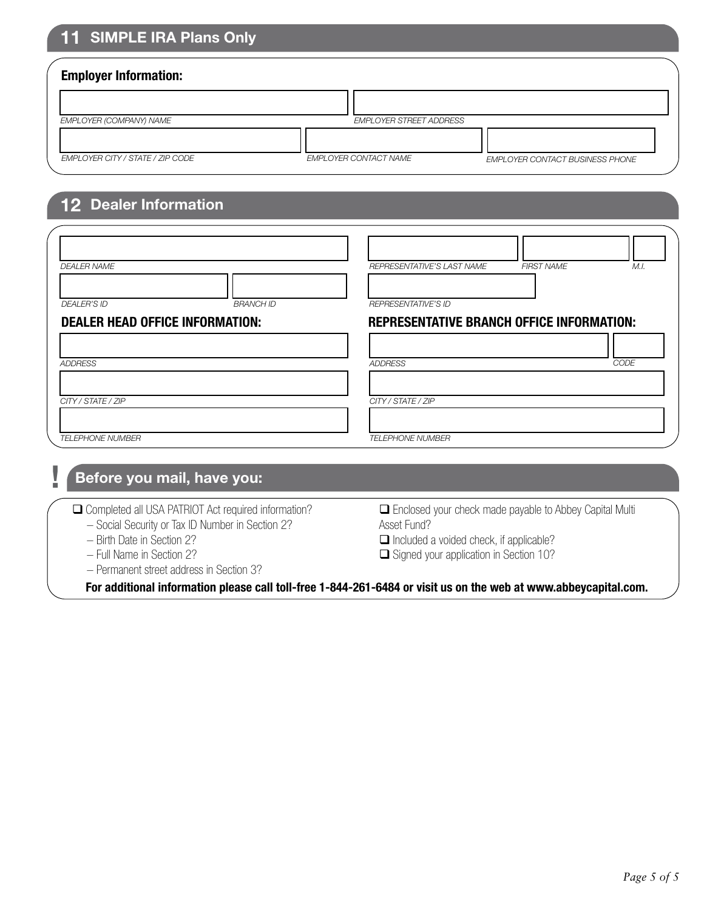## 11 SIMPLE IRA Plans Only

**Employer Information:**

| | |
|---|---|
| EMPLOYER (COMPANY) NAME | EMPLOYER STREET ADDRESS |

| | | |
|---|---|---|
| EMPLOYER CITY / STATE / ZIP CODE | EMPLOYER CONTACT NAME | EMPLOYER CONTACT BUSINESS PHONE |

## 12 Dealer Information

| | | | | |
|---|---|---|---|---|
| DEALER NAME | | REPRESENTATIVE'S LAST NAME | FIRST NAME | M.I. |
| DEALER'S ID | BRANCH ID | REPRESENTATIVE'S ID | | |

**DEALER HEAD OFFICE INFORMATION:**

ADDRESS

CITY / STATE / ZIP

TELEPHONE NUMBER

**REPRESENTATIVE BRANCH OFFICE INFORMATION:**

ADDRESS | CODE

CITY / STATE / ZIP

TELEPHONE NUMBER

## ! Before you mail, have you:

- ❑ Completed all USA PATRIOT Act required information?
  - – Social Security or Tax ID Number in Section 2?
  - – Birth Date in Section 2?
  - – Full Name in Section 2?
  - – Permanent street address in Section 3?
- ❑ Enclosed your check made payable to Abbey Capital Multi Asset Fund?
- ❑ Included a voided check, if applicable?
- ❑ Signed your application in Section 10?

**For additional information please call toll-free 1-844-261-6484 or visit us on the web at www.abbeycapital.com.**